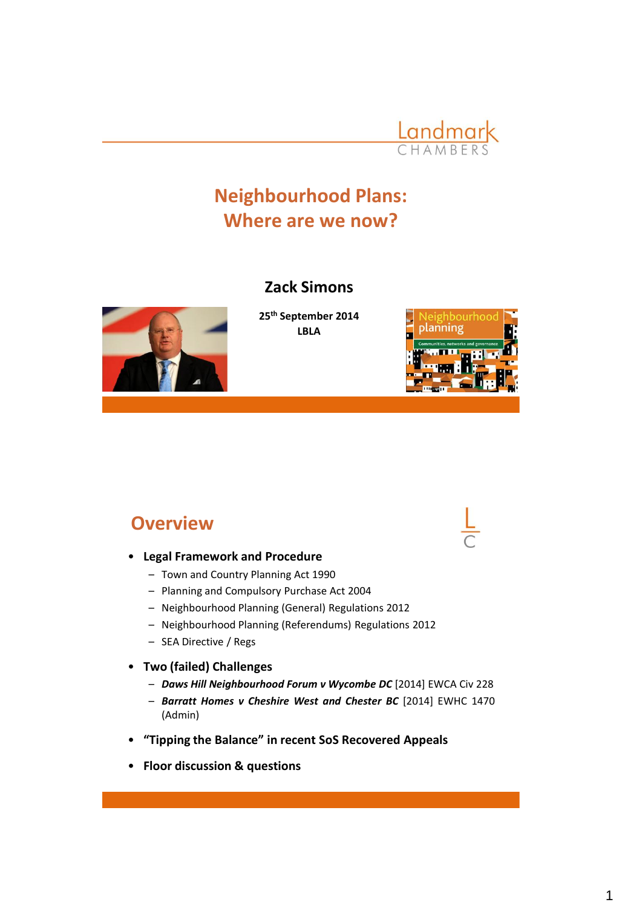Landmark CHAMBERS

# Neighbourhood Plans: Where are we now?

**Zack Simons**

**25th September 2014**
**LBLA**

## Overview

- **Legal Framework and Procedure**
  - Town and Country Planning Act 1990
  - Planning and Compulsory Purchase Act 2004
  - Neighbourhood Planning (General) Regulations 2012
  - Neighbourhood Planning (Referendums) Regulations 2012
  - SEA Directive / Regs
- **Two (failed) Challenges**
  - ***Daws Hill Neighbourhood Forum v Wycombe DC*** [2014] EWCA Civ 228
  - ***Barratt Homes v Cheshire West and Chester BC*** [2014] EWHC 1470 (Admin)
- **“Tipping the Balance” in recent SoS Recovered Appeals**
- **Floor discussion & questions**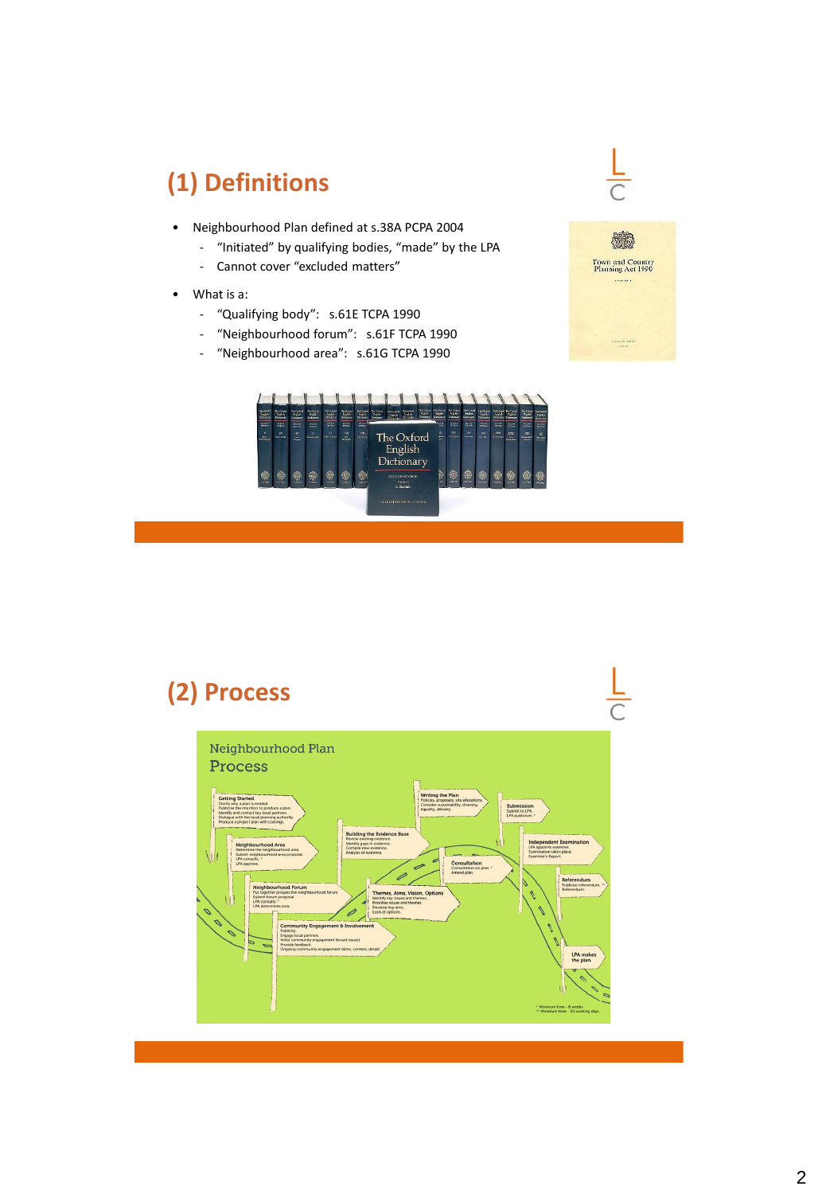# (1) Definitions

- Neighbourhood Plan defined at s.38A PCPA 2004
  - "Initiated" by qualifying bodies, "made" by the LPA
  - Cannot cover "excluded matters"
- What is a:
  - "Qualifying body": s.61E TCPA 1990
  - "Neighbourhood forum": s.61F TCPA 1990
  - "Neighbourhood area": s.61G TCPA 1990

# (2) Process

Neighbourhood Plan Process

**Getting Started**
Clarify why a plan is needed.
Publicise the intention to produce a plan.
Identify and contact key local partners.
Dialogue with the local planning authority.
Produce a project plan with costings.

**Neighbourhood Area**
Determine the neighbourhood area.
Submit neighbourhood area proposal.
LPA consults. *
LPA approve.

**Neighbourhood Forum**
Put together prospective neighbourhood forum.
Submit forum proposal.
LPA consults. *
LPA determines area.

**Community Engagement & Involvement**
Publicity.
Engage local partners.
Initial community engagement (broad issues).
Provide feedback.
Ongoing community engagement (aims, content, detail).

**Building the Evidence Base**
Review existing evidence.
Identify gaps in evidence.
Compile new evidence.
Analysis of evidence.

**Themes, Aims, Vision, Options**
Identify key issues and themes.
Prioritise issues and themes.
Develop key aims.
Look at options.

**Writing the Plan**
Policies, proposals, site allocations.
Consider sustainability, diversity, equality, delivery.

**Consultation**
Consultation on plan. *
Amend plan.

**Submission**
Submit to LPA.
LPA publicises. *

**Independent Examination**
LPA appoints examiner.
Examination takes place.
Examiner's Report.

**Referendum**
Publicise referendum. **
Referendum.

**LPA makes the plan**

\* Minimum time - 6 weeks
\*\* Minimum time - 25 working days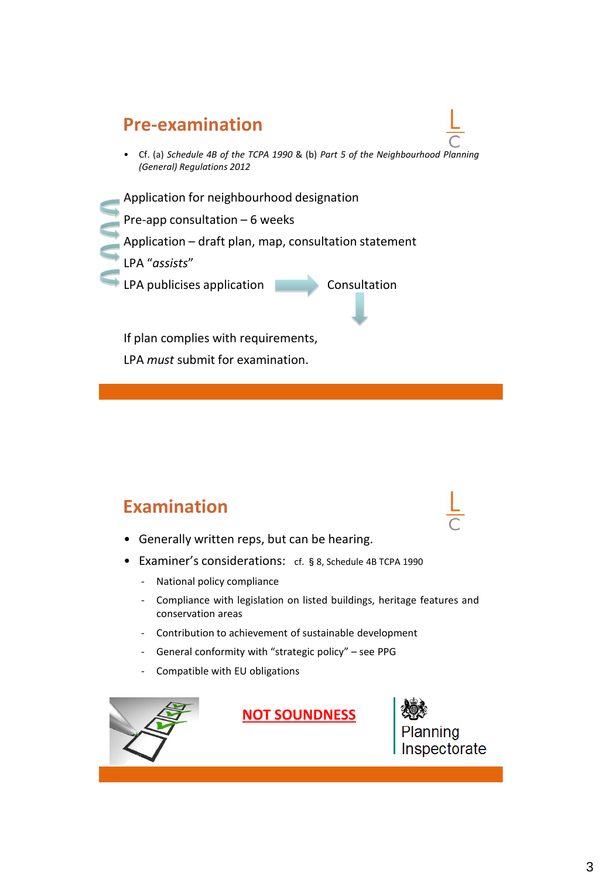## Pre-examination

- Cf. (a) *Schedule 4B of the TCPA 1990* & (b) *Part 5 of the Neighbourhood Planning (General) Regulations 2012*

Application for neighbourhood designation

Pre-app consultation – 6 weeks

Application – draft plan, map, consultation statement

LPA "*assists*"

LPA publicises application → Consultation

If plan complies with requirements,

LPA *must* submit for examination.

## Examination

- Generally written reps, but can be hearing.
- Examiner's considerations: cf. § 8, Schedule 4B TCPA 1990
  - National policy compliance
  - Compliance with legislation on listed buildings, heritage features and conservation areas
  - Contribution to achievement of sustainable development
  - General conformity with "strategic policy" – see PPG
  - Compatible with EU obligations

**NOT SOUNDNESS**

Planning Inspectorate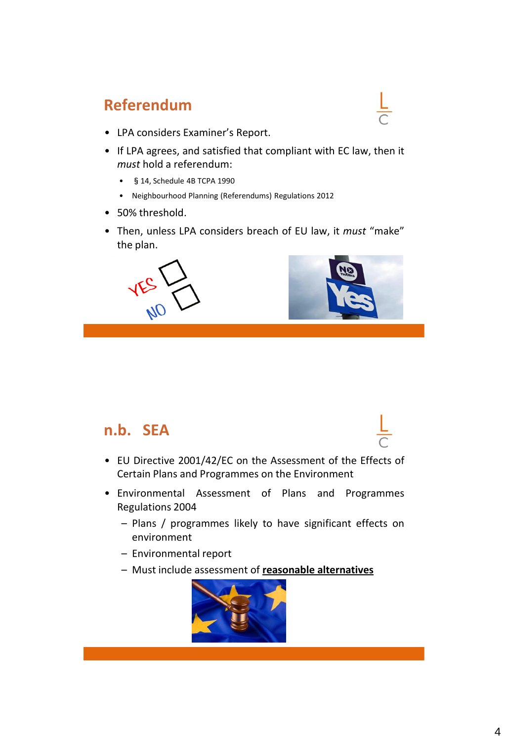## Referendum

- LPA considers Examiner's Report.
- If LPA agrees, and satisfied that compliant with EC law, then it *must* hold a referendum:
  - § 14, Schedule 4B TCPA 1990
  - Neighbourhood Planning (Referendums) Regulations 2012
- 50% threshold.
- Then, unless LPA considers breach of EU law, it *must* "make" the plan.

## n.b. SEA

- EU Directive 2001/42/EC on the Assessment of the Effects of Certain Plans and Programmes on the Environment
- Environmental Assessment of Plans and Programmes Regulations 2004
  - Plans / programmes likely to have significant effects on environment
  - Environmental report
  - Must include assessment of **reasonable alternatives**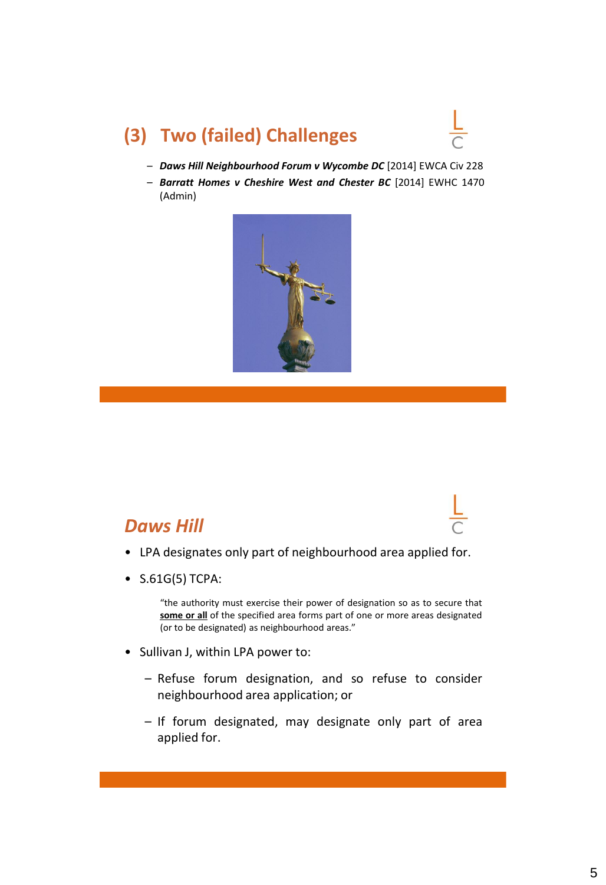## (3) Two (failed) Challenges

- ***Daws Hill Neighbourhood Forum v Wycombe DC*** [2014] EWCA Civ 228
- ***Barratt Homes v Cheshire West and Chester BC*** [2014] EWHC 1470 (Admin)

## *Daws Hill*

- LPA designates only part of neighbourhood area applied for.
- S.61G(5) TCPA:

  > "the authority must exercise their power of designation so as to secure that <u>**some or all**</u> of the specified area forms part of one or more areas designated (or to be designated) as neighbourhood areas."

- Sullivan J, within LPA power to:
  - Refuse forum designation, and so refuse to consider neighbourhood area application; or
  - If forum designated, may designate only part of area applied for.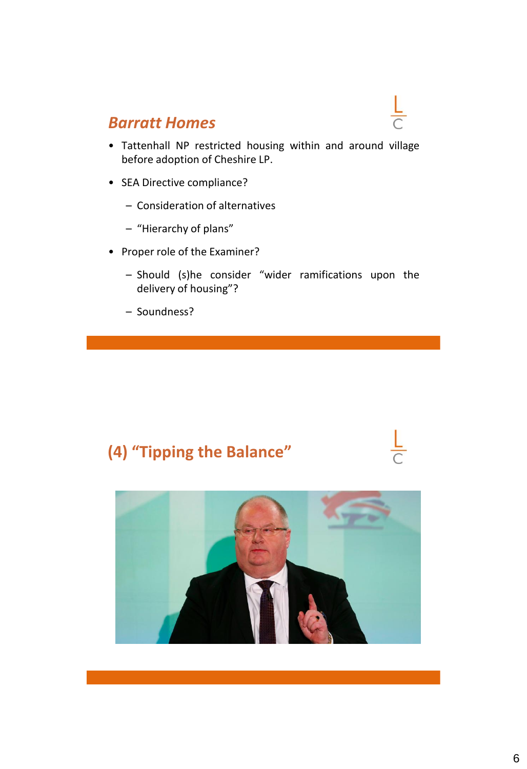## *Barratt Homes*

- Tattenhall NP restricted housing within and around village before adoption of Cheshire LP.
- SEA Directive compliance?
  - Consideration of alternatives
  - "Hierarchy of plans"
- Proper role of the Examiner?
  - Should (s)he consider "wider ramifications upon the delivery of housing"?
  - Soundness?

## (4) "Tipping the Balance"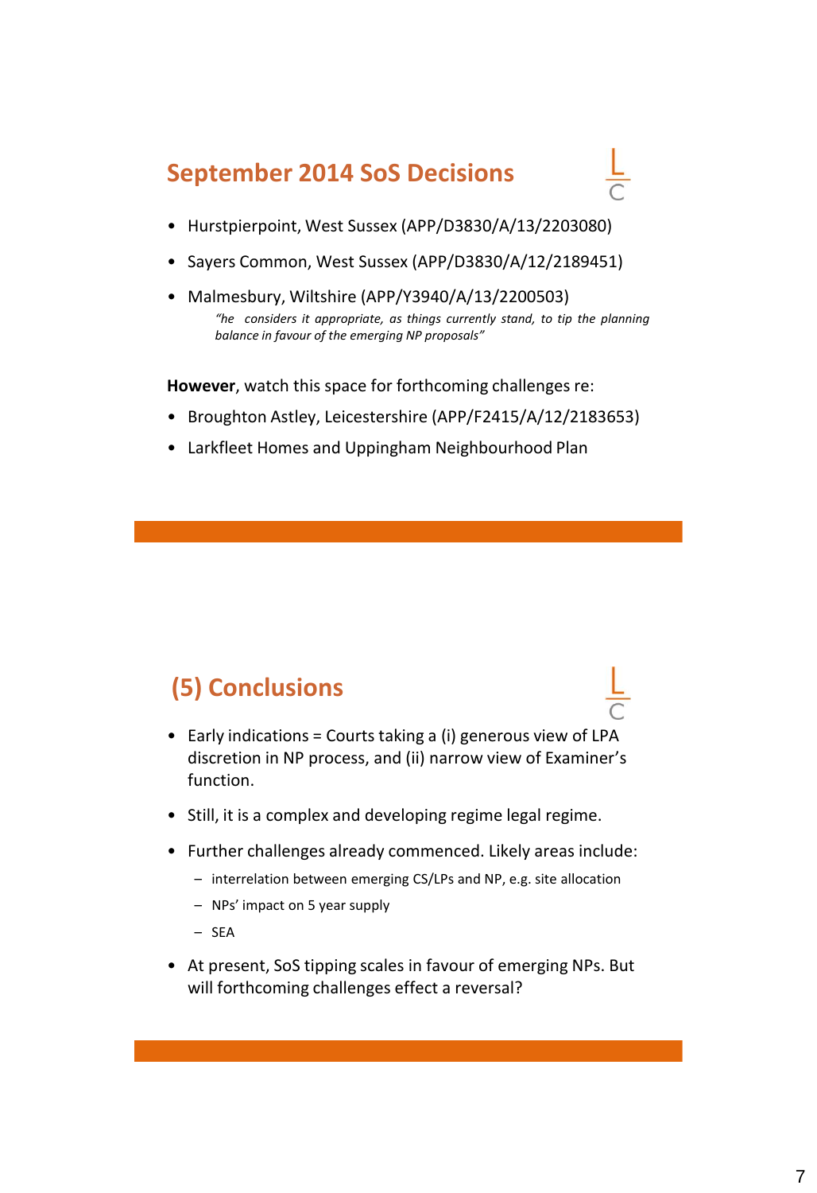## September 2014 SoS Decisions

- Hurstpierpoint, West Sussex (APP/D3830/A/13/2203080)
- Sayers Common, West Sussex (APP/D3830/A/12/2189451)
- Malmesbury, Wiltshire (APP/Y3940/A/13/2200503)

  *"he considers it appropriate, as things currently stand, to tip the planning balance in favour of the emerging NP proposals"*

**However**, watch this space for forthcoming challenges re:

- Broughton Astley, Leicestershire (APP/F2415/A/12/2183653)
- Larkfleet Homes and Uppingham Neighbourhood Plan

## (5) Conclusions

- Early indications = Courts taking a (i) generous view of LPA discretion in NP process, and (ii) narrow view of Examiner's function.
- Still, it is a complex and developing regime legal regime.
- Further challenges already commenced. Likely areas include:
  - interrelation between emerging CS/LPs and NP, e.g. site allocation
  - NPs' impact on 5 year supply
  - SEA
- At present, SoS tipping scales in favour of emerging NPs. But will forthcoming challenges effect a reversal?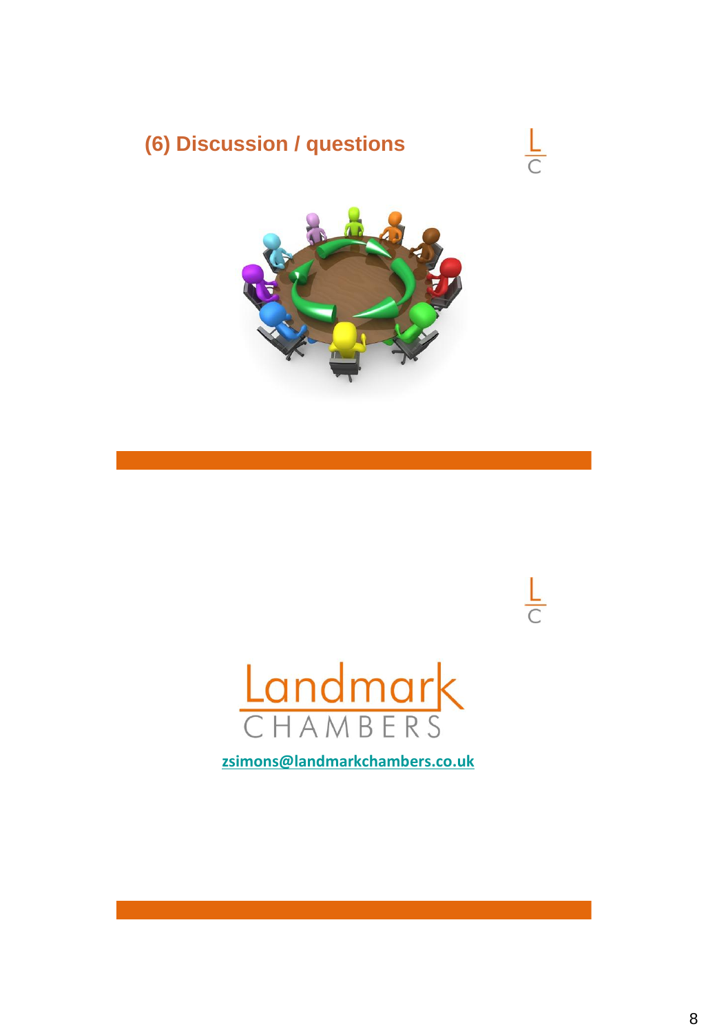## (6) Discussion / questions

Landmark
CHAMBERS

zsimons@landmarkchambers.co.uk